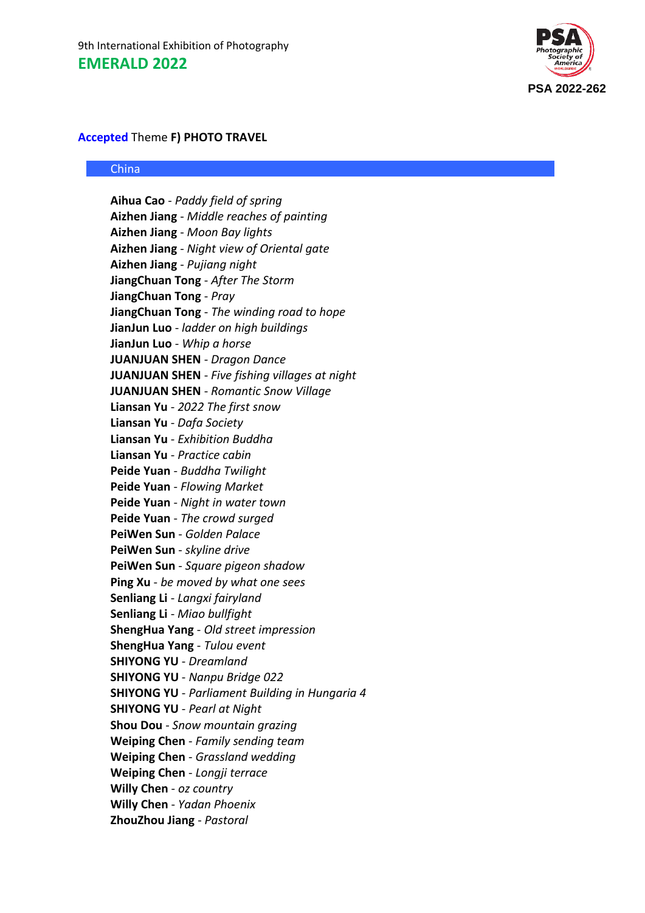9th International Exhibition of Photography

# EMERALD 2022

PSA 2022-262

## Accepted Theme F) PHOTO TRAVEL

### China

**Aihua Cao** - *Paddy field of spring*
**Aizhen Jiang** - *Middle reaches of painting*
**Aizhen Jiang** - *Moon Bay lights*
**Aizhen Jiang** - *Night view of Oriental gate*
**Aizhen Jiang** - *Pujiang night*
**JiangChuan Tong** - *After The Storm*
**JiangChuan Tong** - *Pray*
**JiangChuan Tong** - *The winding road to hope*
**JianJun Luo** - *ladder on high buildings*
**JianJun Luo** - *Whip a horse*
**JUANJUAN SHEN** - *Dragon Dance*
**JUANJUAN SHEN** - *Five fishing villages at night*
**JUANJUAN SHEN** - *Romantic Snow Village*
**Liansan Yu** - *2022 The first snow*
**Liansan Yu** - *Dafa Society*
**Liansan Yu** - *Exhibition Buddha*
**Liansan Yu** - *Practice cabin*
**Peide Yuan** - *Buddha Twilight*
**Peide Yuan** - *Flowing Market*
**Peide Yuan** - *Night in water town*
**Peide Yuan** - *The crowd surged*
**PeiWen Sun** - *Golden Palace*
**PeiWen Sun** - *skyline drive*
**PeiWen Sun** - *Square pigeon shadow*
**Ping Xu** - *be moved by what one sees*
**Senliang Li** - *Langxi fairyland*
**Senliang Li** - *Miao bullfight*
**ShengHua Yang** - *Old street impression*
**ShengHua Yang** - *Tulou event*
**SHIYONG YU** - *Dreamland*
**SHIYONG YU** - *Nanpu Bridge 022*
**SHIYONG YU** - *Parliament Building in Hungaria 4*
**SHIYONG YU** - *Pearl at Night*
**Shou Dou** - *Snow mountain grazing*
**Weiping Chen** - *Family sending team*
**Weiping Chen** - *Grassland wedding*
**Weiping Chen** - *Longji terrace*
**Willy Chen** - *oz country*
**Willy Chen** - *Yadan Phoenix*
**ZhouZhou Jiang** - *Pastoral*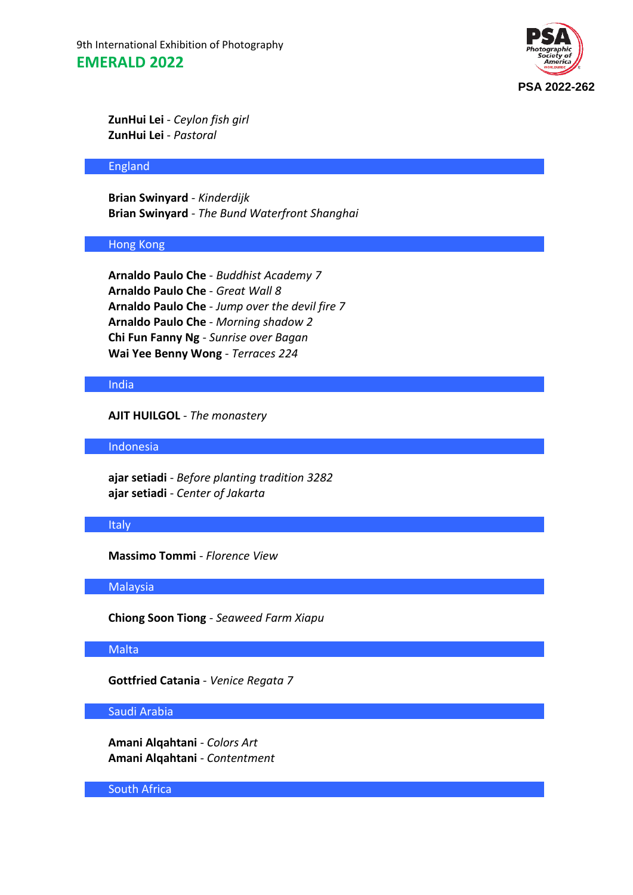ZunHui Lei - *Ceylon fish girl*
**ZunHui Lei** - *Pastoral*

## England

**Brian Swinyard** - *Kinderdijk*
**Brian Swinyard** - *The Bund Waterfront Shanghai*

## Hong Kong

**Arnaldo Paulo Che** - *Buddhist Academy 7*
**Arnaldo Paulo Che** - *Great Wall 8*
**Arnaldo Paulo Che** - *Jump over the devil fire 7*
**Arnaldo Paulo Che** - *Morning shadow 2*
**Chi Fun Fanny Ng** - *Sunrise over Bagan*
**Wai Yee Benny Wong** - *Terraces 224*

## India

**AJIT HUILGOL** - *The monastery*

## Indonesia

**ajar setiadi** - *Before planting tradition 3282*
**ajar setiadi** - *Center of Jakarta*

## Italy

**Massimo Tommi** - *Florence View*

## Malaysia

**Chiong Soon Tiong** - *Seaweed Farm Xiapu*

## Malta

**Gottfried Catania** - *Venice Regata 7*

## Saudi Arabia

**Amani Alqahtani** - *Colors Art*
**Amani Alqahtani** - *Contentment*

## South Africa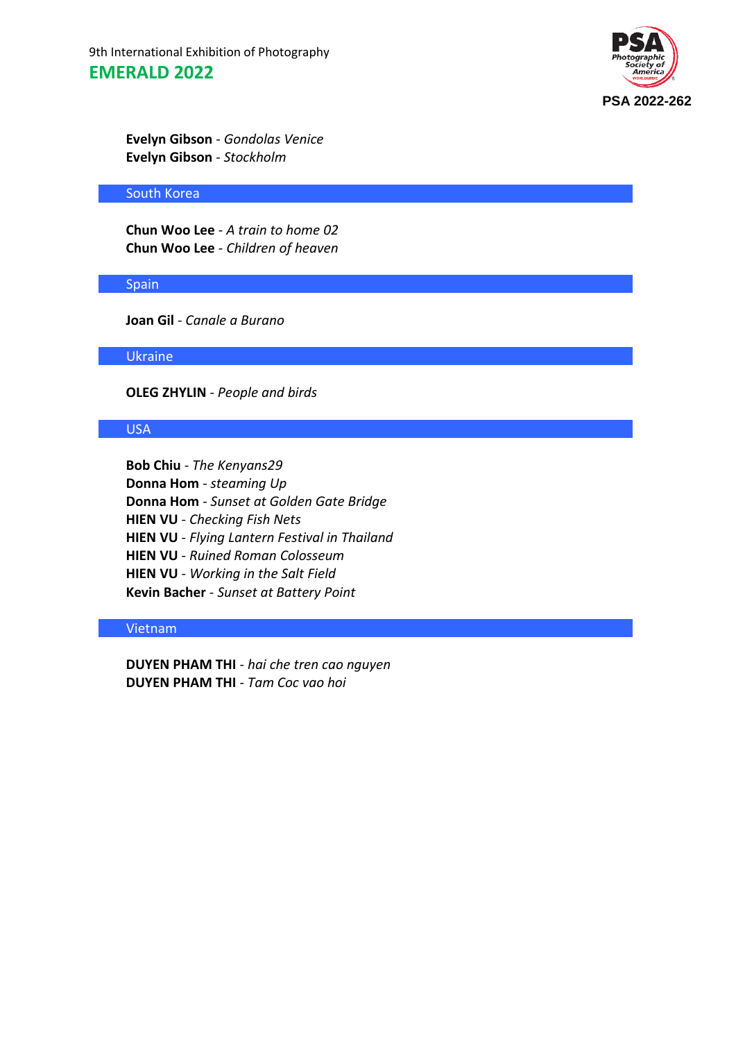**Evelyn Gibson** - *Gondolas Venice*
**Evelyn Gibson** - *Stockholm*

## South Korea

**Chun Woo Lee** - *A train to home 02*
**Chun Woo Lee** - *Children of heaven*

## Spain

**Joan Gil** - *Canale a Burano*

## Ukraine

**OLEG ZHYLIN** - *People and birds*

## USA

**Bob Chiu** - *The Kenyans29*
**Donna Hom** - *steaming Up*
**Donna Hom** - *Sunset at Golden Gate Bridge*
**HIEN VU** - *Checking Fish Nets*
**HIEN VU** - *Flying Lantern Festival in Thailand*
**HIEN VU** - *Ruined Roman Colosseum*
**HIEN VU** - *Working in the Salt Field*
**Kevin Bacher** - *Sunset at Battery Point*

## Vietnam

**DUYEN PHAM THI** - *hai che tren cao nguyen*
**DUYEN PHAM THI** - *Tam Coc vao hoi*